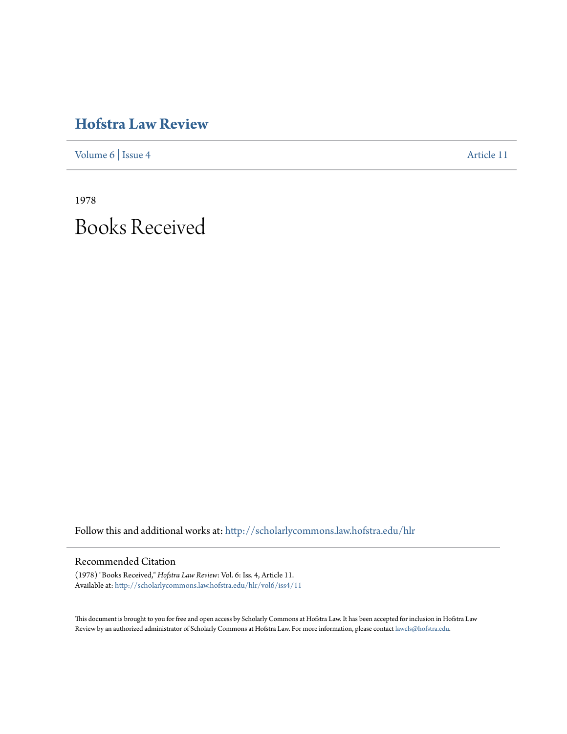# Hofstra Law Review

Volume 6 | Issue 4 Article 11

1978

# Books Received

Follow this and additional works at: http://scholarlycommons.law.hofstra.edu/hlr

## Recommended Citation

(1978) "Books Received," *Hofstra Law Review*: Vol. 6: Iss. 4, Article 11.
Available at: http://scholarlycommons.law.hofstra.edu/hlr/vol6/iss4/11

This document is brought to you for free and open access by Scholarly Commons at Hofstra Law. It has been accepted for inclusion in Hofstra Law Review by an authorized administrator of Scholarly Commons at Hofstra Law. For more information, please contact lawcls@hofstra.edu.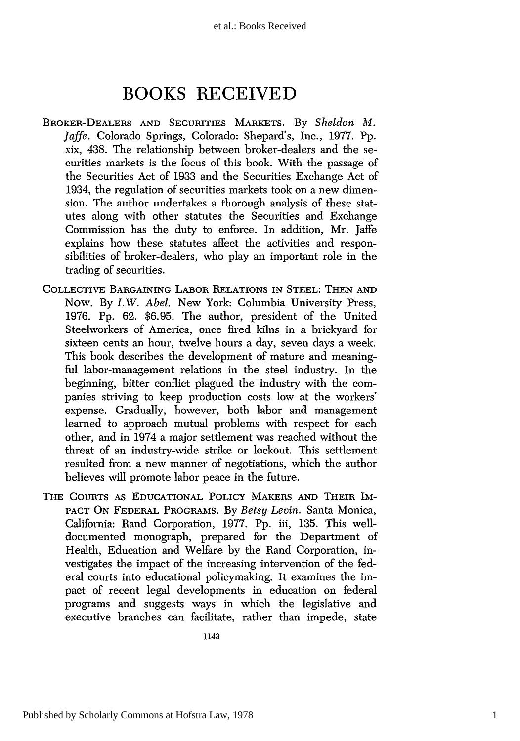# BOOKS RECEIVED

BROKER-DEALERS AND SECURITIES MARKETS. By *Sheldon M. Jaffe*. Colorado Springs, Colorado: Shepard's, Inc., 1977. Pp. xix, 438. The relationship between broker-dealers and the securities markets is the focus of this book. With the passage of the Securities Act of 1933 and the Securities Exchange Act of 1934, the regulation of securities markets took on a new dimension. The author undertakes a thorough analysis of these statutes along with other statutes the Securities and Exchange Commission has the duty to enforce. In addition, Mr. Jaffe explains how these statutes affect the activities and responsibilities of broker-dealers, who play an important role in the trading of securities.

COLLECTIVE BARGAINING LABOR RELATIONS IN STEEL: THEN AND NOW. By *I.W. Abel*. New York: Columbia University Press, 1976. Pp. 62. $6.95. The author, president of the United Steelworkers of America, once fired kilns in a brickyard for sixteen cents an hour, twelve hours a day, seven days a week. This book describes the development of mature and meaningful labor-management relations in the steel industry. In the beginning, bitter conflict plagued the industry with the companies striving to keep production costs low at the workers' expense. Gradually, however, both labor and management learned to approach mutual problems with respect for each other, and in 1974 a major settlement was reached without the threat of an industry-wide strike or lockout. This settlement resulted from a new manner of negotiations, which the author believes will promote labor peace in the future.

THE COURTS AS EDUCATIONAL POLICY MAKERS AND THEIR IMPACT ON FEDERAL PROGRAMS. By *Betsy Levin*. Santa Monica, California: Rand Corporation, 1977. Pp. iii, 135. This well-documented monograph, prepared for the Department of Health, Education and Welfare by the Rand Corporation, investigates the impact of the increasing intervention of the federal courts into educational policymaking. It examines the impact of recent legal developments in education on federal programs and suggests ways in which the legislative and executive branches can facilitate, rather than impede, state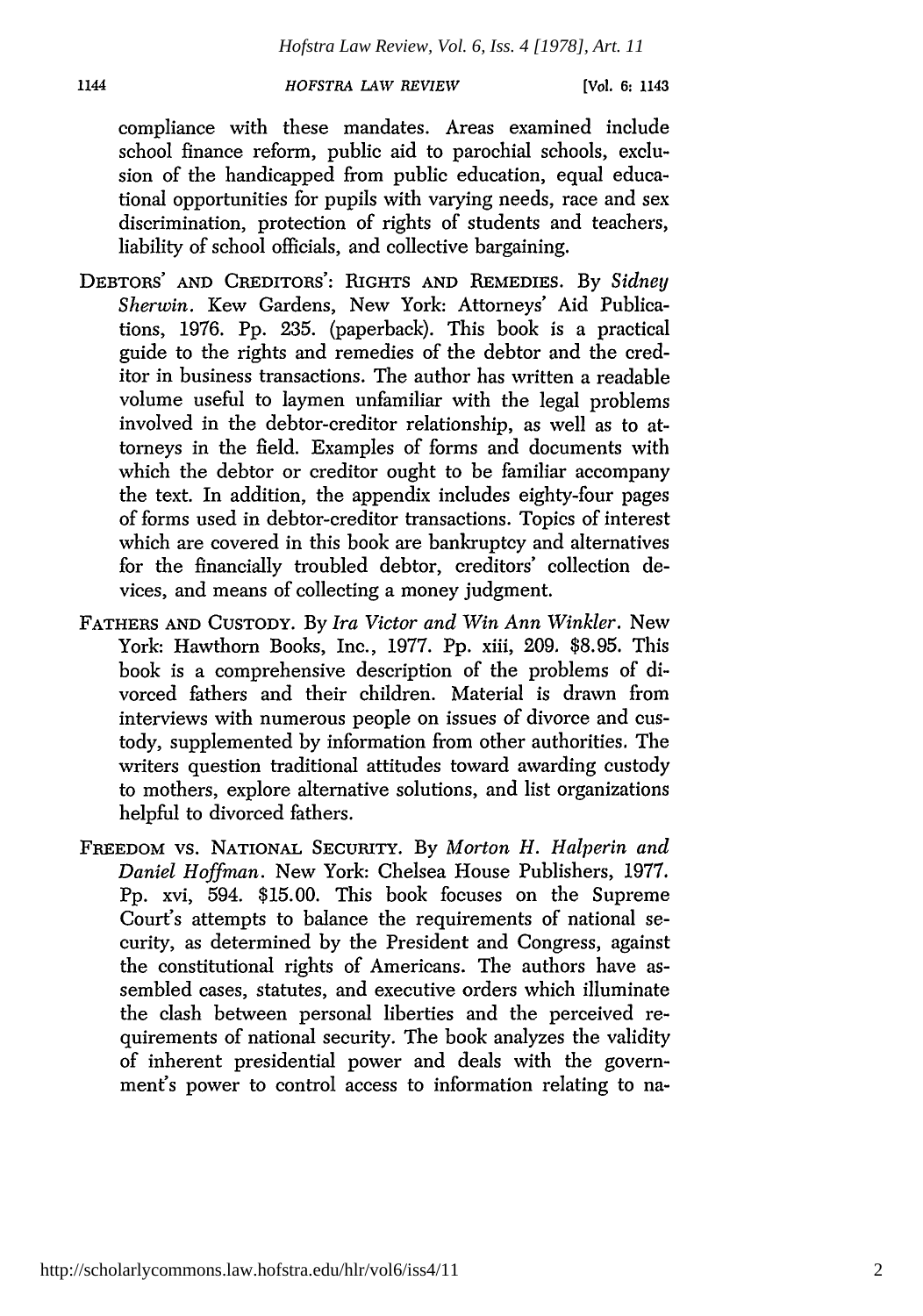compliance with these mandates. Areas examined include school finance reform, public aid to parochial schools, exclusion of the handicapped from public education, equal educational opportunities for pupils with varying needs, race and sex discrimination, protection of rights of students and teachers, liability of school officials, and collective bargaining.

DEBTORS' AND CREDITORS': RIGHTS AND REMEDIES. By *Sidney Sherwin*. Kew Gardens, New York: Attorneys' Aid Publications, 1976. Pp. 235. (paperback). This book is a practical guide to the rights and remedies of the debtor and the creditor in business transactions. The author has written a readable volume useful to laymen unfamiliar with the legal problems involved in the debtor-creditor relationship, as well as to attorneys in the field. Examples of forms and documents with which the debtor or creditor ought to be familiar accompany the text. In addition, the appendix includes eighty-four pages of forms used in debtor-creditor transactions. Topics of interest which are covered in this book are bankruptcy and alternatives for the financially troubled debtor, creditors' collection devices, and means of collecting a money judgment.

FATHERS AND CUSTODY. By *Ira Victor and Win Ann Winkler*. New York: Hawthorn Books, Inc., 1977. Pp. xiii, 209. $8.95. This book is a comprehensive description of the problems of divorced fathers and their children. Material is drawn from interviews with numerous people on issues of divorce and custody, supplemented by information from other authorities. The writers question traditional attitudes toward awarding custody to mothers, explore alternative solutions, and list organizations helpful to divorced fathers.

FREEDOM VS. NATIONAL SECURITY. By *Morton H. Halperin and Daniel Hoffman*. New York: Chelsea House Publishers, 1977. Pp. xvi, 594. $15.00. This book focuses on the Supreme Court's attempts to balance the requirements of national security, as determined by the President and Congress, against the constitutional rights of Americans. The authors have assembled cases, statutes, and executive orders which illuminate the clash between personal liberties and the perceived requirements of national security. The book analyzes the validity of inherent presidential power and deals with the government's power to control access to information relating to na-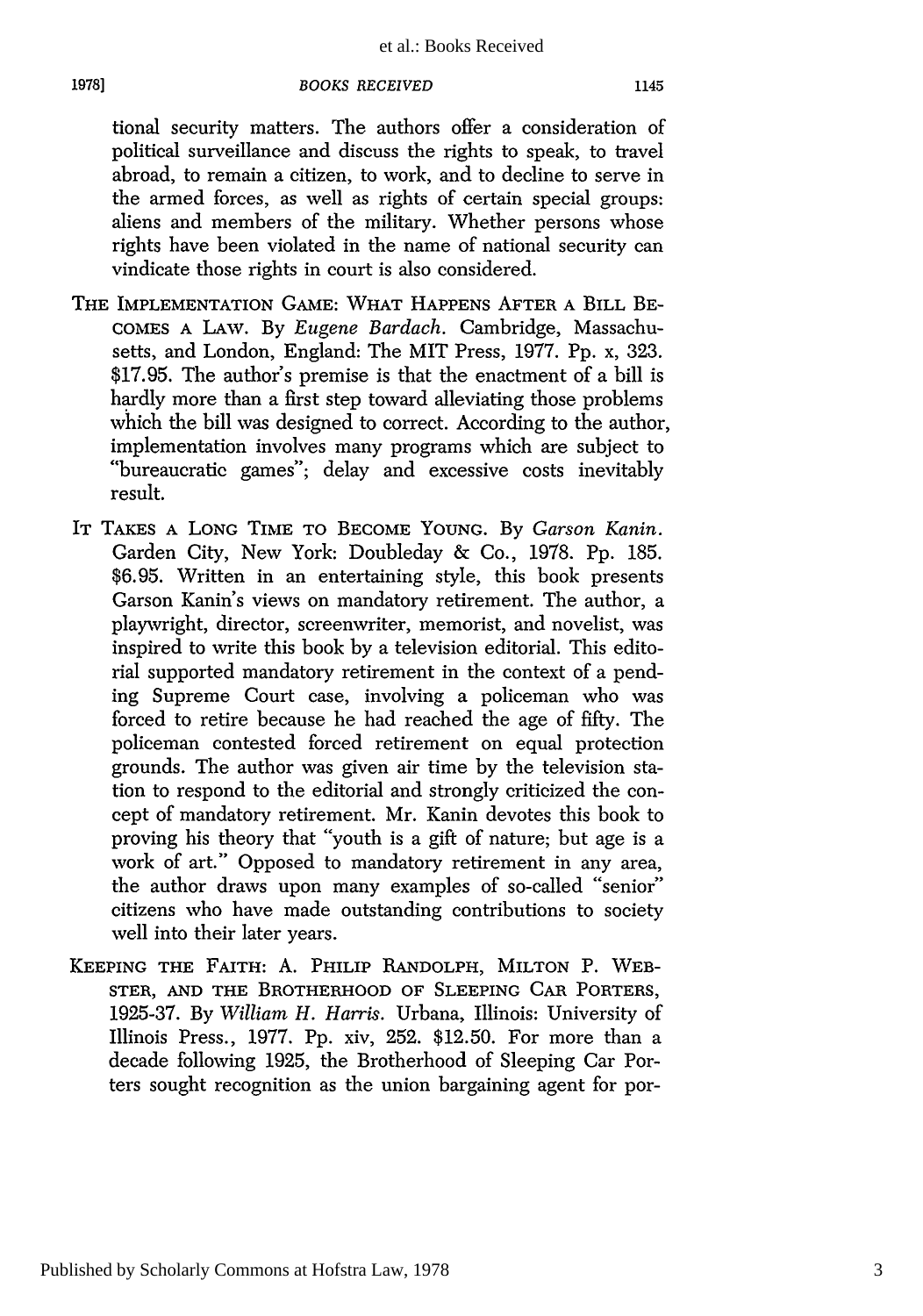tional security matters. The authors offer a consideration of political surveillance and discuss the rights to speak, to travel abroad, to remain a citizen, to work, and to decline to serve in the armed forces, as well as rights of certain special groups: aliens and members of the military. Whether persons whose rights have been violated in the name of national security can vindicate those rights in court is also considered.

THE IMPLEMENTATION GAME: WHAT HAPPENS AFTER A BILL BECOMES A LAW. By *Eugene Bardach*. Cambridge, Massachusetts, and London, England: The MIT Press, 1977. Pp. x, 323. $17.95. The author's premise is that the enactment of a bill is hardly more than a first step toward alleviating those problems which the bill was designed to correct. According to the author, implementation involves many programs which are subject to "bureaucratic games"; delay and excessive costs inevitably result.

IT TAKES A LONG TIME TO BECOME YOUNG. By *Garson Kanin*. Garden City, New York: Doubleday & Co., 1978. Pp. 185. $6.95. Written in an entertaining style, this book presents Garson Kanin's views on mandatory retirement. The author, a playwright, director, screenwriter, memorist, and novelist, was inspired to write this book by a television editorial. This editorial supported mandatory retirement in the context of a pending Supreme Court case, involving a policeman who was forced to retire because he had reached the age of fifty. The policeman contested forced retirement on equal protection grounds. The author was given air time by the television station to respond to the editorial and strongly criticized the concept of mandatory retirement. Mr. Kanin devotes this book to proving his theory that "youth is a gift of nature; but age is a work of art." Opposed to mandatory retirement in any area, the author draws upon many examples of so-called "senior" citizens who have made outstanding contributions to society well into their later years.

KEEPING THE FAITH: A. PHILIP RANDOLPH, MILTON P. WEBSTER, AND THE BROTHERHOOD OF SLEEPING CAR PORTERS, 1925-37. By *William H. Harris*. Urbana, Illinois: University of Illinois Press., 1977. Pp. xiv, 252. $12.50. For more than a decade following 1925, the Brotherhood of Sleeping Car Porters sought recognition as the union bargaining agent for por-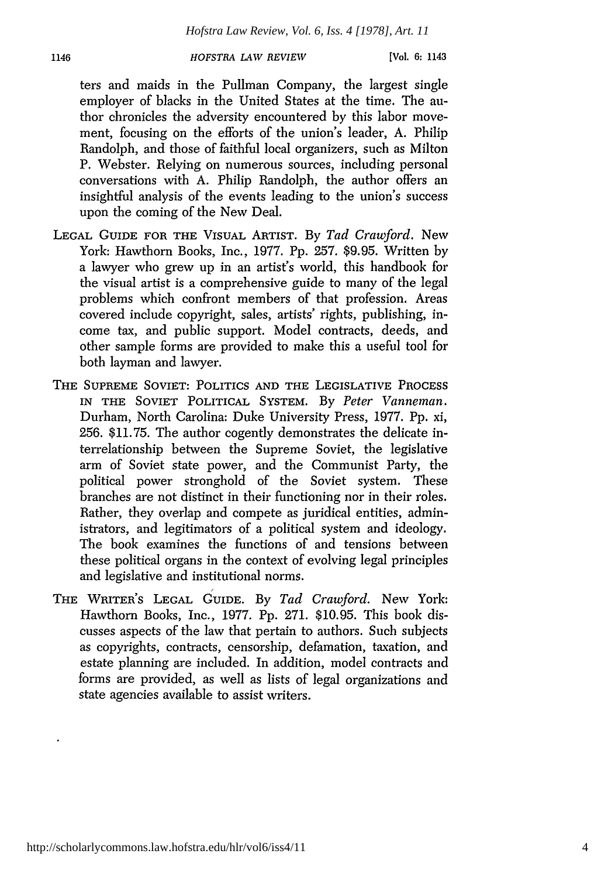ters and maids in the Pullman Company, the largest single employer of blacks in the United States at the time. The author chronicles the adversity encountered by this labor movement, focusing on the efforts of the union's leader, A. Philip Randolph, and those of faithful local organizers, such as Milton P. Webster. Relying on numerous sources, including personal conversations with A. Philip Randolph, the author offers an insightful analysis of the events leading to the union's success upon the coming of the New Deal.

LEGAL GUIDE FOR THE VISUAL ARTIST. By *Tad Crawford*. New York: Hawthorn Books, Inc., 1977. Pp. 257. $9.95. Written by a lawyer who grew up in an artist's world, this handbook for the visual artist is a comprehensive guide to many of the legal problems which confront members of that profession. Areas covered include copyright, sales, artists' rights, publishing, income tax, and public support. Model contracts, deeds, and other sample forms are provided to make this a useful tool for both layman and lawyer.

THE SUPREME SOVIET: POLITICS AND THE LEGISLATIVE PROCESS IN THE SOVIET POLITICAL SYSTEM. By *Peter Vanneman*. Durham, North Carolina: Duke University Press, 1977. Pp. xi, 256. $11.75. The author cogently demonstrates the delicate interrelationship between the Supreme Soviet, the legislative arm of Soviet state power, and the Communist Party, the political power stronghold of the Soviet system. These branches are not distinct in their functioning nor in their roles. Rather, they overlap and compete as juridical entities, administrators, and legitimators of a political system and ideology. The book examines the functions of and tensions between these political organs in the context of evolving legal principles and legislative and institutional norms.

THE WRITER'S LEGAL GUIDE. By *Tad Crawford*. New York: Hawthorn Books, Inc., 1977. Pp. 271. $10.95. This book discusses aspects of the law that pertain to authors. Such subjects as copyrights, contracts, censorship, defamation, taxation, and estate planning are included. In addition, model contracts and forms are provided, as well as lists of legal organizations and state agencies available to assist writers.